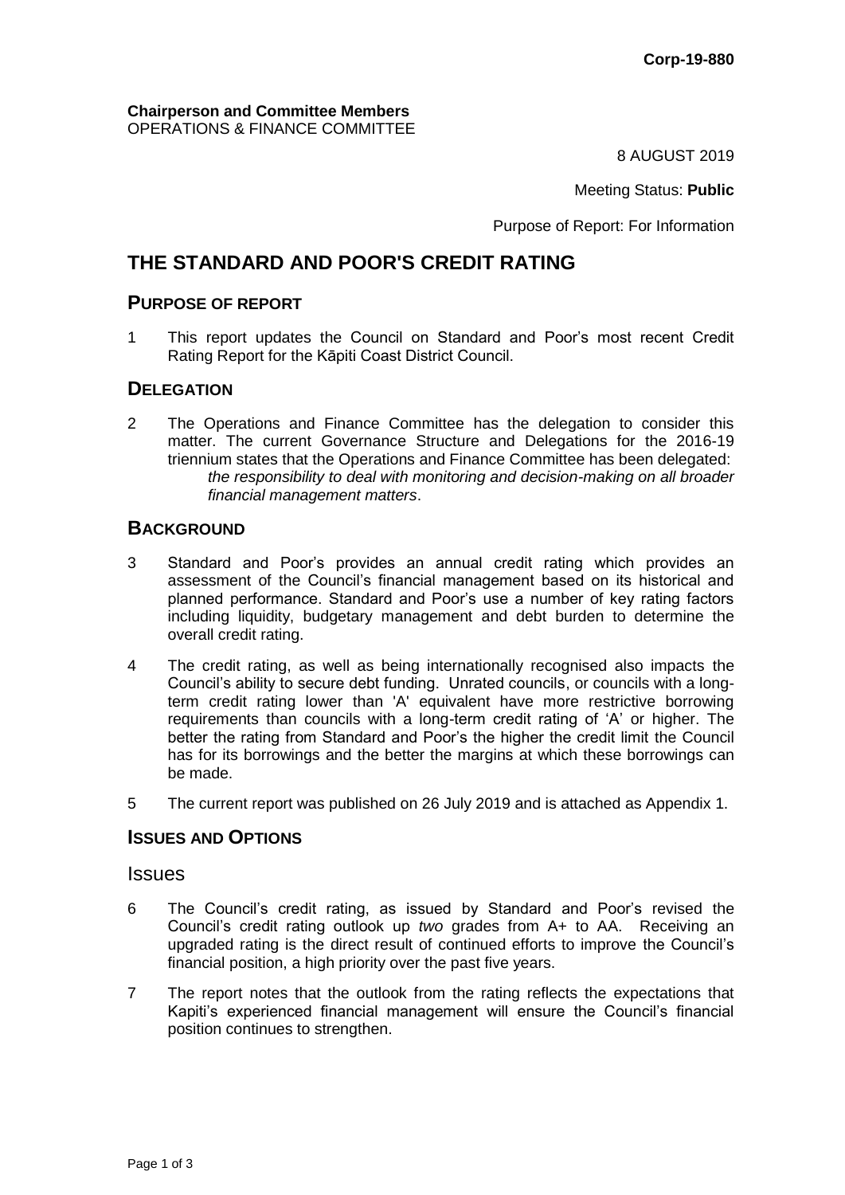**Corp-19-880**

**Chairperson and Committee Members**
OPERATIONS & FINANCE COMMITTEE

8 AUGUST 2019

Meeting Status: **Public**

Purpose of Report: For Information

# THE STANDARD AND POOR'S CREDIT RATING

## PURPOSE OF REPORT

1 This report updates the Council on Standard and Poor's most recent Credit Rating Report for the Kāpiti Coast District Council.

## DELEGATION

2 The Operations and Finance Committee has the delegation to consider this matter. The current Governance Structure and Delegations for the 2016-19 triennium states that the Operations and Finance Committee has been delegated:

   *the responsibility to deal with monitoring and decision-making on all broader financial management matters*.

## BACKGROUND

3 Standard and Poor's provides an annual credit rating which provides an assessment of the Council's financial management based on its historical and planned performance. Standard and Poor's use a number of key rating factors including liquidity, budgetary management and debt burden to determine the overall credit rating.

4 The credit rating, as well as being internationally recognised also impacts the Council's ability to secure debt funding. Unrated councils, or councils with a long-term credit rating lower than 'A' equivalent have more restrictive borrowing requirements than councils with a long-term credit rating of 'A' or higher. The better the rating from Standard and Poor's the higher the credit limit the Council has for its borrowings and the better the margins at which these borrowings can be made.

5 The current report was published on 26 July 2019 and is attached as Appendix 1.

## ISSUES AND OPTIONS

### Issues

6 The Council's credit rating, as issued by Standard and Poor's revised the Council's credit rating outlook up *two* grades from A+ to AA. Receiving an upgraded rating is the direct result of continued efforts to improve the Council's financial position, a high priority over the past five years.

7 The report notes that the outlook from the rating reflects the expectations that Kapiti's experienced financial management will ensure the Council's financial position continues to strengthen.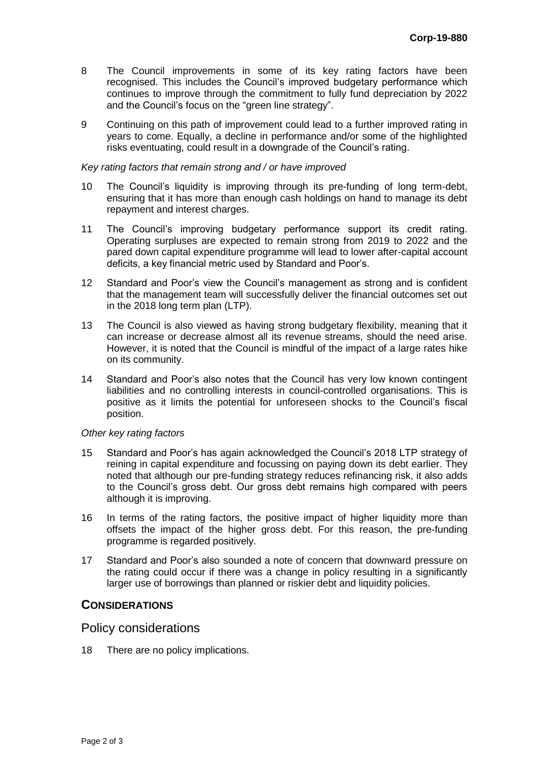8 The Council improvements in some of its key rating factors have been recognised. This includes the Council's improved budgetary performance which continues to improve through the commitment to fully fund depreciation by 2022 and the Council's focus on the "green line strategy".

9 Continuing on this path of improvement could lead to a further improved rating in years to come. Equally, a decline in performance and/or some of the highlighted risks eventuating, could result in a downgrade of the Council's rating.

*Key rating factors that remain strong and / or have improved*

10 The Council's liquidity is improving through its pre-funding of long term-debt, ensuring that it has more than enough cash holdings on hand to manage its debt repayment and interest charges.

11 The Council's improving budgetary performance support its credit rating. Operating surpluses are expected to remain strong from 2019 to 2022 and the pared down capital expenditure programme will lead to lower after-capital account deficits, a key financial metric used by Standard and Poor's.

12 Standard and Poor's view the Council's management as strong and is confident that the management team will successfully deliver the financial outcomes set out in the 2018 long term plan (LTP).

13 The Council is also viewed as having strong budgetary flexibility, meaning that it can increase or decrease almost all its revenue streams, should the need arise. However, it is noted that the Council is mindful of the impact of a large rates hike on its community.

14 Standard and Poor's also notes that the Council has very low known contingent liabilities and no controlling interests in council-controlled organisations. This is positive as it limits the potential for unforeseen shocks to the Council's fiscal position.

*Other key rating factors*

15 Standard and Poor's has again acknowledged the Council's 2018 LTP strategy of reining in capital expenditure and focussing on paying down its debt earlier. They noted that although our pre-funding strategy reduces refinancing risk, it also adds to the Council's gross debt. Our gross debt remains high compared with peers although it is improving.

16 In terms of the rating factors, the positive impact of higher liquidity more than offsets the impact of the higher gross debt. For this reason, the pre-funding programme is regarded positively.

17 Standard and Poor's also sounded a note of concern that downward pressure on the rating could occur if there was a change in policy resulting in a significantly larger use of borrowings than planned or riskier debt and liquidity policies.

## CONSIDERATIONS

### Policy considerations

18 There are no policy implications.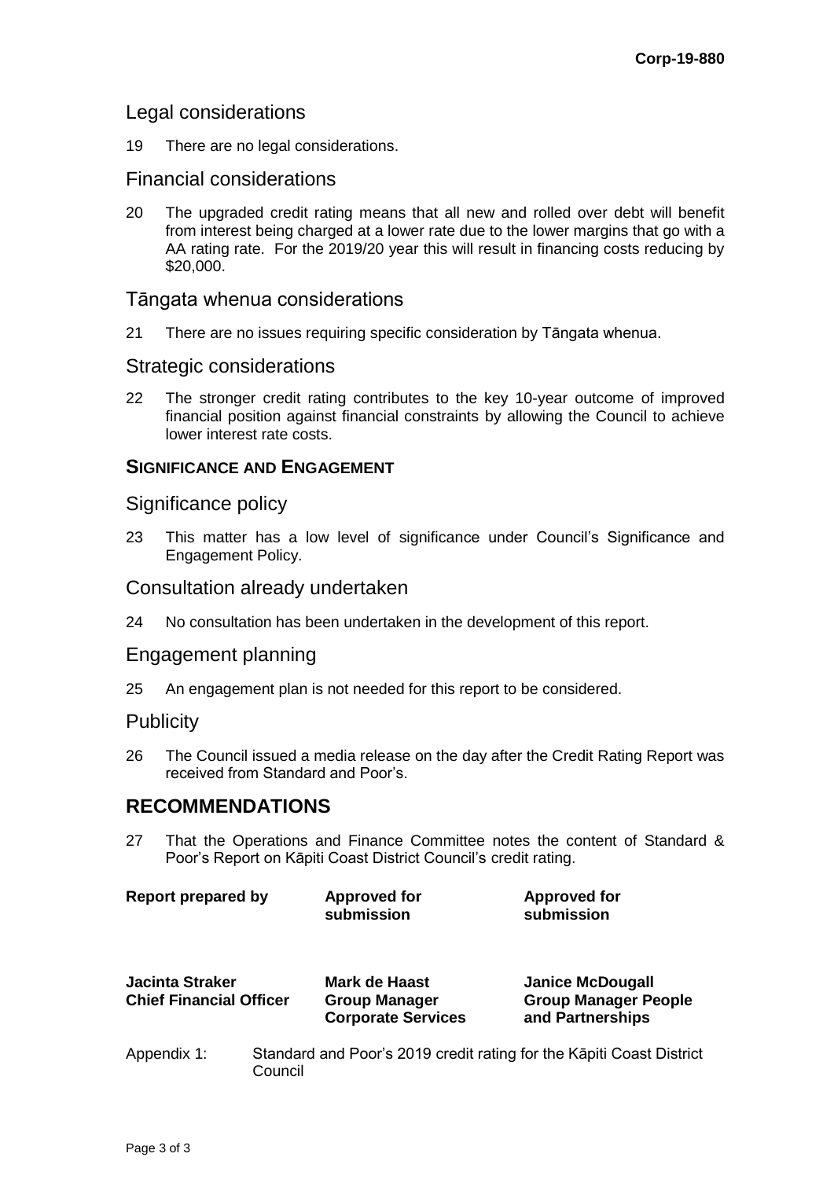## Legal considerations

19 There are no legal considerations.

## Financial considerations

20 The upgraded credit rating means that all new and rolled over debt will benefit from interest being charged at a lower rate due to the lower margins that go with a AA rating rate. For the 2019/20 year this will result in financing costs reducing by $20,000.

## Tāngata whenua considerations

21 There are no issues requiring specific consideration by Tāngata whenua.

## Strategic considerations

22 The stronger credit rating contributes to the key 10-year outcome of improved financial position against financial constraints by allowing the Council to achieve lower interest rate costs.

### SIGNIFICANCE AND ENGAGEMENT

## Significance policy

23 This matter has a low level of significance under Council's Significance and Engagement Policy.

## Consultation already undertaken

24 No consultation has been undertaken in the development of this report.

## Engagement planning

25 An engagement plan is not needed for this report to be considered.

## Publicity

26 The Council issued a media release on the day after the Credit Rating Report was received from Standard and Poor's.

# RECOMMENDATIONS

27 That the Operations and Finance Committee notes the content of Standard & Poor's Report on Kāpiti Coast District Council's credit rating.

| Report prepared by | Approved for submission | Approved for submission |
|---|---|---|
| **Jacinta Straker** | **Mark de Haast** | **Janice McDougall** |
| **Chief Financial Officer** | **Group Manager Corporate Services** | **Group Manager People and Partnerships** |

Appendix 1: Standard and Poor's 2019 credit rating for the Kāpiti Coast District Council